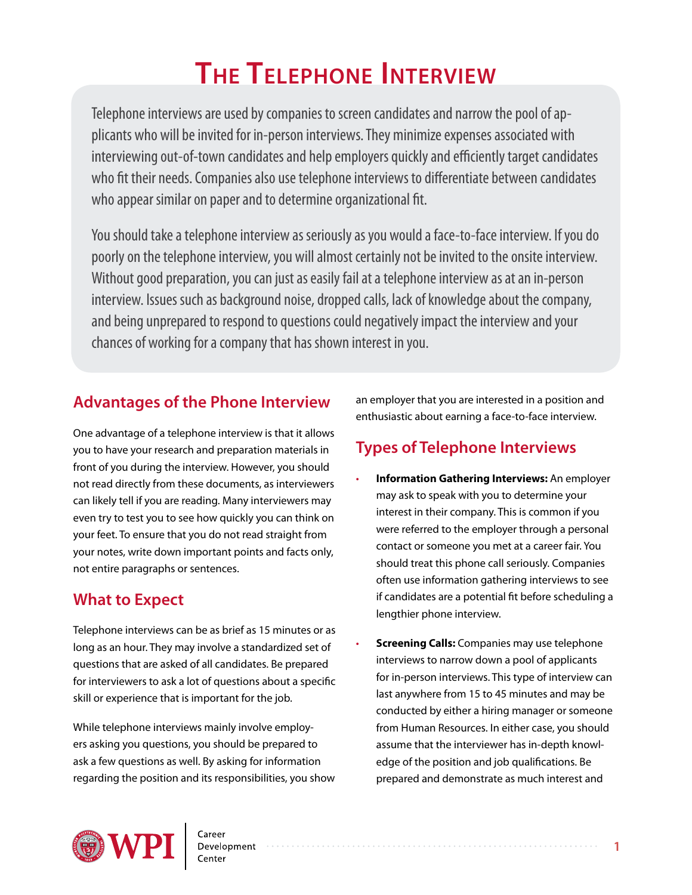# The Telephone Interview

Telephone interviews are used by companies to screen candidates and narrow the pool of applicants who will be invited for in-person interviews. They minimize expenses associated with interviewing out-of-town candidates and help employers quickly and efficiently target candidates who fit their needs. Companies also use telephone interviews to differentiate between candidates who appear similar on paper and to determine organizational fit.

You should take a telephone interview as seriously as you would a face-to-face interview. If you do poorly on the telephone interview, you will almost certainly not be invited to the onsite interview. Without good preparation, you can just as easily fail at a telephone interview as at an in-person interview. Issues such as background noise, dropped calls, lack of knowledge about the company, and being unprepared to respond to questions could negatively impact the interview and your chances of working for a company that has shown interest in you.

## Advantages of the Phone Interview

One advantage of a telephone interview is that it allows you to have your research and preparation materials in front of you during the interview. However, you should not read directly from these documents, as interviewers can likely tell if you are reading. Many interviewers may even try to test you to see how quickly you can think on your feet. To ensure that you do not read straight from your notes, write down important points and facts only, not entire paragraphs or sentences.

## What to Expect

Telephone interviews can be as brief as 15 minutes or as long as an hour. They may involve a standardized set of questions that are asked of all candidates. Be prepared for interviewers to ask a lot of questions about a specific skill or experience that is important for the job.

While telephone interviews mainly involve employers asking you questions, you should be prepared to ask a few questions as well. By asking for information regarding the position and its responsibilities, you show an employer that you are interested in a position and enthusiastic about earning a face-to-face interview.

## Types of Telephone Interviews

- **Information Gathering Interviews:** An employer may ask to speak with you to determine your interest in their company. This is common if you were referred to the employer through a personal contact or someone you met at a career fair. You should treat this phone call seriously. Companies often use information gathering interviews to see if candidates are a potential fit before scheduling a lengthier phone interview.
- **Screening Calls:** Companies may use telephone interviews to narrow down a pool of applicants for in-person interviews. This type of interview can last anywhere from 15 to 45 minutes and may be conducted by either a hiring manager or someone from Human Resources. In either case, you should assume that the interviewer has in-depth knowledge of the position and job qualifications. Be prepared and demonstrate as much interest and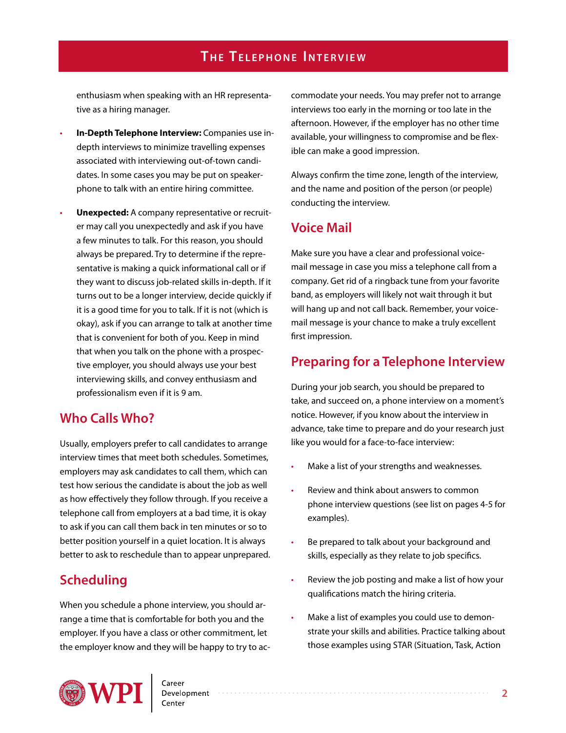enthusiasm when speaking with an HR representative as a hiring manager.

- **In-Depth Telephone Interview:** Companies use in-depth interviews to minimize travelling expenses associated with interviewing out-of-town candidates. In some cases you may be put on speakerphone to talk with an entire hiring committee.

- **Unexpected:** A company representative or recruiter may call you unexpectedly and ask if you have a few minutes to talk. For this reason, you should always be prepared. Try to determine if the representative is making a quick informational call or if they want to discuss job-related skills in-depth. If it turns out to be a longer interview, decide quickly if it is a good time for you to talk. If it is not (which is okay), ask if you can arrange to talk at another time that is convenient for both of you. Keep in mind that when you talk on the phone with a prospective employer, you should always use your best interviewing skills, and convey enthusiasm and professionalism even if it is 9 am.

## Who Calls Who?

Usually, employers prefer to call candidates to arrange interview times that meet both schedules. Sometimes, employers may ask candidates to call them, which can test how serious the candidate is about the job as well as how effectively they follow through. If you receive a telephone call from employers at a bad time, it is okay to ask if you can call them back in ten minutes or so to better position yourself in a quiet location. It is always better to ask to reschedule than to appear unprepared.

## Scheduling

When you schedule a phone interview, you should arrange a time that is comfortable for both you and the employer. If you have a class or other commitment, let the employer know and they will be happy to try to accommodate your needs. You may prefer not to arrange interviews too early in the morning or too late in the afternoon. However, if the employer has no other time available, your willingness to compromise and be flexible can make a good impression.

Always confirm the time zone, length of the interview, and the name and position of the person (or people) conducting the interview.

## Voice Mail

Make sure you have a clear and professional voicemail message in case you miss a telephone call from a company. Get rid of a ringback tune from your favorite band, as employers will likely not wait through it but will hang up and not call back. Remember, your voicemail message is your chance to make a truly excellent first impression.

## Preparing for a Telephone Interview

During your job search, you should be prepared to take, and succeed on, a phone interview on a moment's notice. However, if you know about the interview in advance, take time to prepare and do your research just like you would for a face-to-face interview:

- Make a list of your strengths and weaknesses.

- Review and think about answers to common phone interview questions (see list on pages 4-5 for examples).

- Be prepared to talk about your background and skills, especially as they relate to job specifics.

- Review the job posting and make a list of how your qualifications match the hiring criteria.

- Make a list of examples you could use to demonstrate your skills and abilities. Practice talking about those examples using STAR (Situation, Task, Action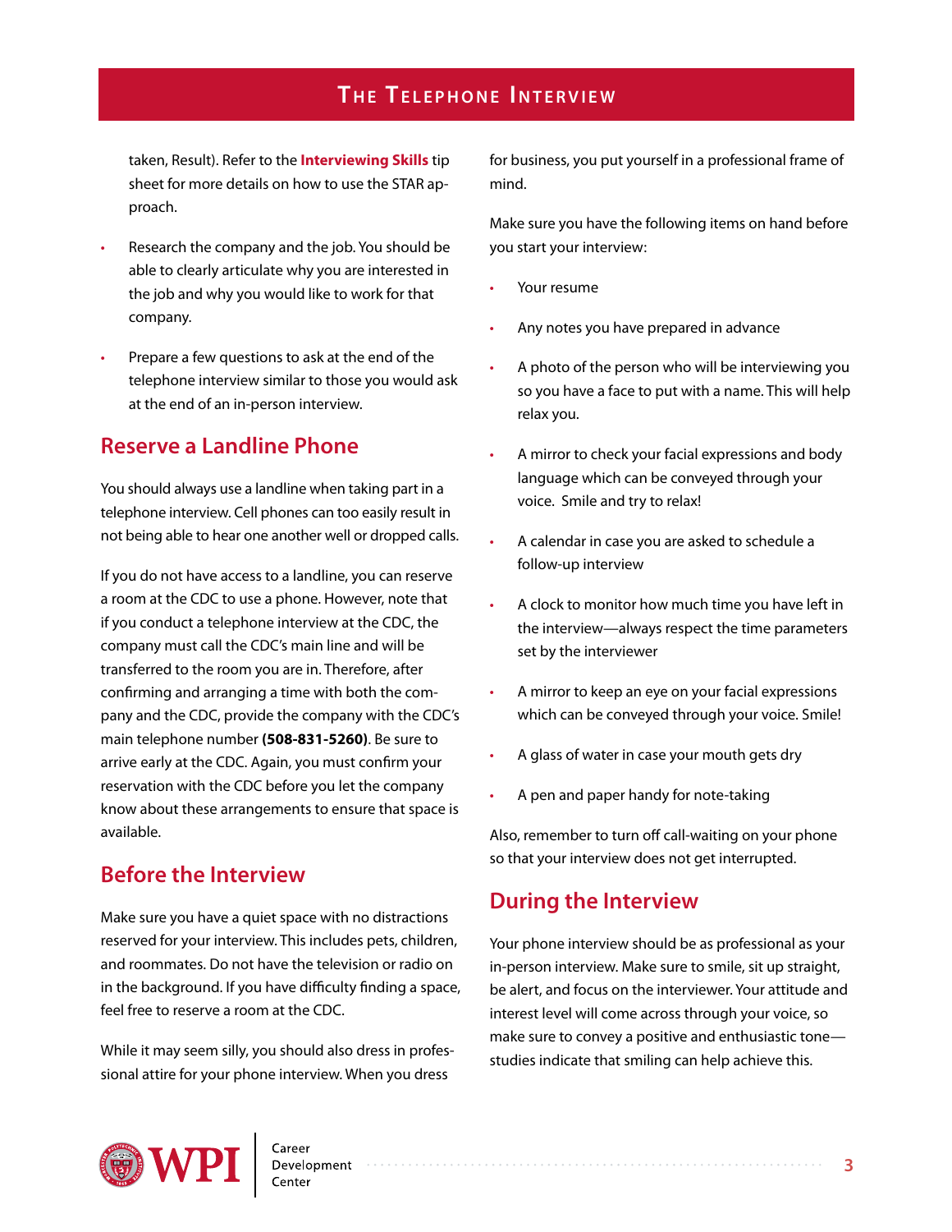taken, Result). Refer to the **Interviewing Skills** tip sheet for more details on how to use the STAR approach.

- Research the company and the job. You should be able to clearly articulate why you are interested in the job and why you would like to work for that company.
- Prepare a few questions to ask at the end of the telephone interview similar to those you would ask at the end of an in-person interview.

## Reserve a Landline Phone

You should always use a landline when taking part in a telephone interview. Cell phones can too easily result in not being able to hear one another well or dropped calls.

If you do not have access to a landline, you can reserve a room at the CDC to use a phone. However, note that if you conduct a telephone interview at the CDC, the company must call the CDC's main line and will be transferred to the room you are in. Therefore, after confirming and arranging a time with both the company and the CDC, provide the company with the CDC's main telephone number **(508-831-5260)**. Be sure to arrive early at the CDC. Again, you must confirm your reservation with the CDC before you let the company know about these arrangements to ensure that space is available.

## Before the Interview

Make sure you have a quiet space with no distractions reserved for your interview. This includes pets, children, and roommates. Do not have the television or radio on in the background. If you have difficulty finding a space, feel free to reserve a room at the CDC.

While it may seem silly, you should also dress in professional attire for your phone interview. When you dress for business, you put yourself in a professional frame of mind.

Make sure you have the following items on hand before you start your interview:

- Your resume
- Any notes you have prepared in advance
- A photo of the person who will be interviewing you so you have a face to put with a name. This will help relax you.
- A mirror to check your facial expressions and body language which can be conveyed through your voice. Smile and try to relax!
- A calendar in case you are asked to schedule a follow-up interview
- A clock to monitor how much time you have left in the interview—always respect the time parameters set by the interviewer
- A mirror to keep an eye on your facial expressions which can be conveyed through your voice. Smile!
- A glass of water in case your mouth gets dry
- A pen and paper handy for note-taking

Also, remember to turn off call-waiting on your phone so that your interview does not get interrupted.

## During the Interview

Your phone interview should be as professional as your in-person interview. Make sure to smile, sit up straight, be alert, and focus on the interviewer. Your attitude and interest level will come across through your voice, so make sure to convey a positive and enthusiastic tone—studies indicate that smiling can help achieve this.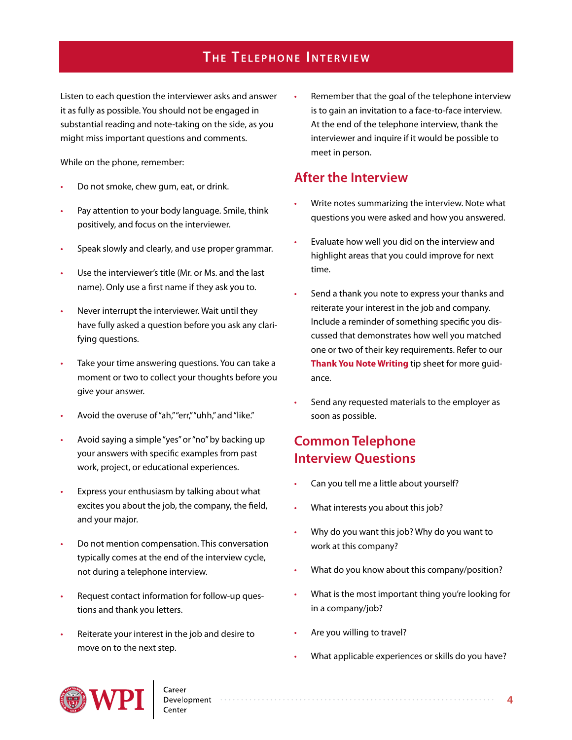## The Telephone Interview

Listen to each question the interviewer asks and answer it as fully as possible. You should not be engaged in substantial reading and note-taking on the side, as you might miss important questions and comments.

While on the phone, remember:

- Do not smoke, chew gum, eat, or drink.
- Pay attention to your body language. Smile, think positively, and focus on the interviewer.
- Speak slowly and clearly, and use proper grammar.
- Use the interviewer's title (Mr. or Ms. and the last name). Only use a first name if they ask you to.
- Never interrupt the interviewer. Wait until they have fully asked a question before you ask any clarifying questions.
- Take your time answering questions. You can take a moment or two to collect your thoughts before you give your answer.
- Avoid the overuse of "ah," "err," "uhh," and "like."
- Avoid saying a simple "yes" or "no" by backing up your answers with specific examples from past work, project, or educational experiences.
- Express your enthusiasm by talking about what excites you about the job, the company, the field, and your major.
- Do not mention compensation. This conversation typically comes at the end of the interview cycle, not during a telephone interview.
- Request contact information for follow-up questions and thank you letters.
- Reiterate your interest in the job and desire to move on to the next step.
- Remember that the goal of the telephone interview is to gain an invitation to a face-to-face interview. At the end of the telephone interview, thank the interviewer and inquire if it would be possible to meet in person.

### After the Interview

- Write notes summarizing the interview. Note what questions you were asked and how you answered.
- Evaluate how well you did on the interview and highlight areas that you could improve for next time.
- Send a thank you note to express your thanks and reiterate your interest in the job and company. Include a reminder of something specific you discussed that demonstrates how well you matched one or two of their key requirements. Refer to our **Thank You Note Writing** tip sheet for more guidance.
- Send any requested materials to the employer as soon as possible.

### Common Telephone Interview Questions

- Can you tell me a little about yourself?
- What interests you about this job?
- Why do you want this job? Why do you want to work at this company?
- What do you know about this company/position?
- What is the most important thing you're looking for in a company/job?
- Are you willing to travel?
- What applicable experiences or skills do you have?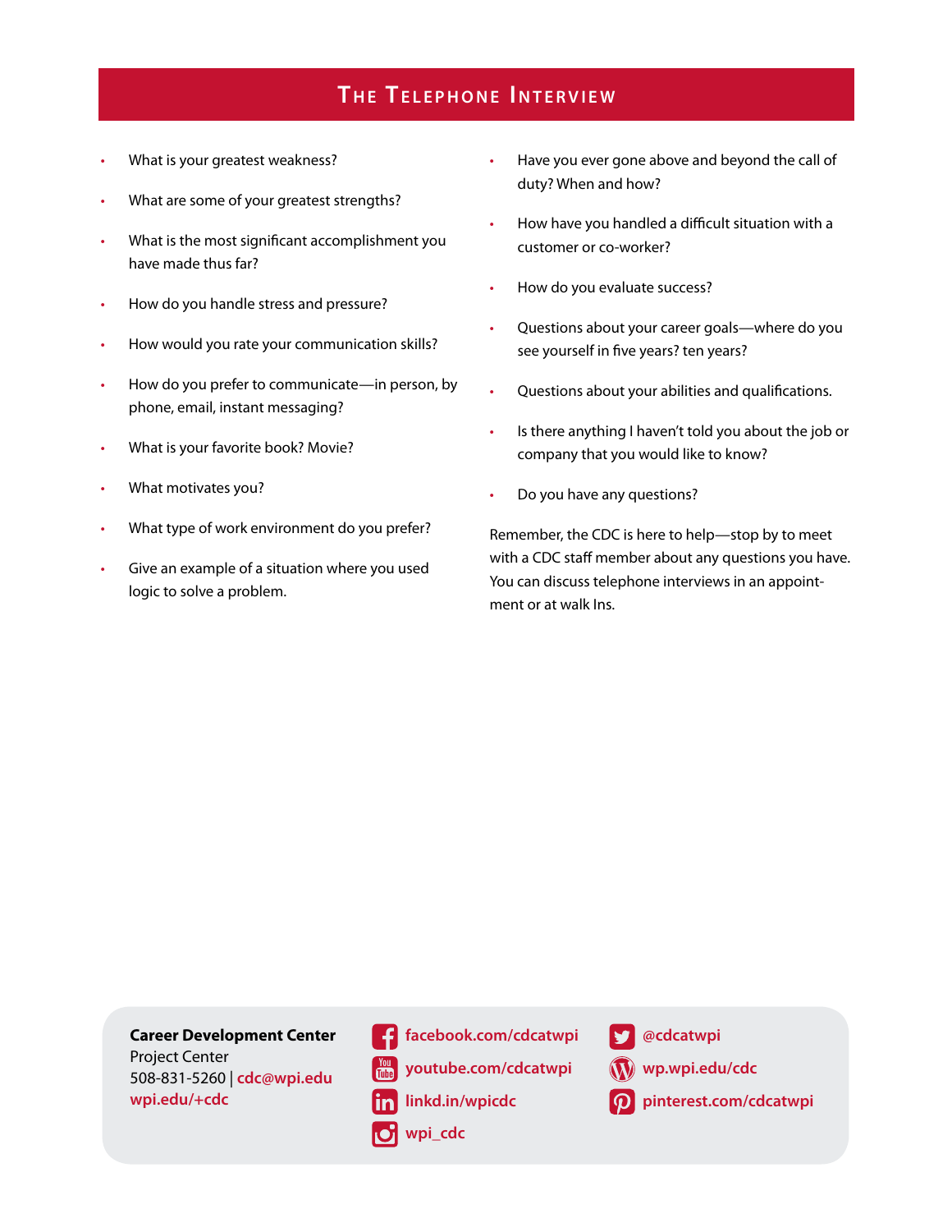## The Telephone Interview

- What is your greatest weakness?
- What are some of your greatest strengths?
- What is the most significant accomplishment you have made thus far?
- How do you handle stress and pressure?
- How would you rate your communication skills?
- How do you prefer to communicate—in person, by phone, email, instant messaging?
- What is your favorite book? Movie?
- What motivates you?
- What type of work environment do you prefer?
- Give an example of a situation where you used logic to solve a problem.
- Have you ever gone above and beyond the call of duty? When and how?
- How have you handled a difficult situation with a customer or co-worker?
- How do you evaluate success?
- Questions about your career goals—where do you see yourself in five years? ten years?
- Questions about your abilities and qualifications.
- Is there anything I haven't told you about the job or company that you would like to know?
- Do you have any questions?

Remember, the CDC is here to help—stop by to meet with a CDC staff member about any questions you have. You can discuss telephone interviews in an appointment or at walk Ins.

**Career Development Center**
Project Center
508-831-5260 | cdc@wpi.edu
wpi.edu/+cdc

facebook.com/cdcatwpi
youtube.com/cdcatwpi
linkd.in/wpicdc
wpi_cdc
@cdcatwpi
wp.wpi.edu/cdc
pinterest.com/cdcatwpi